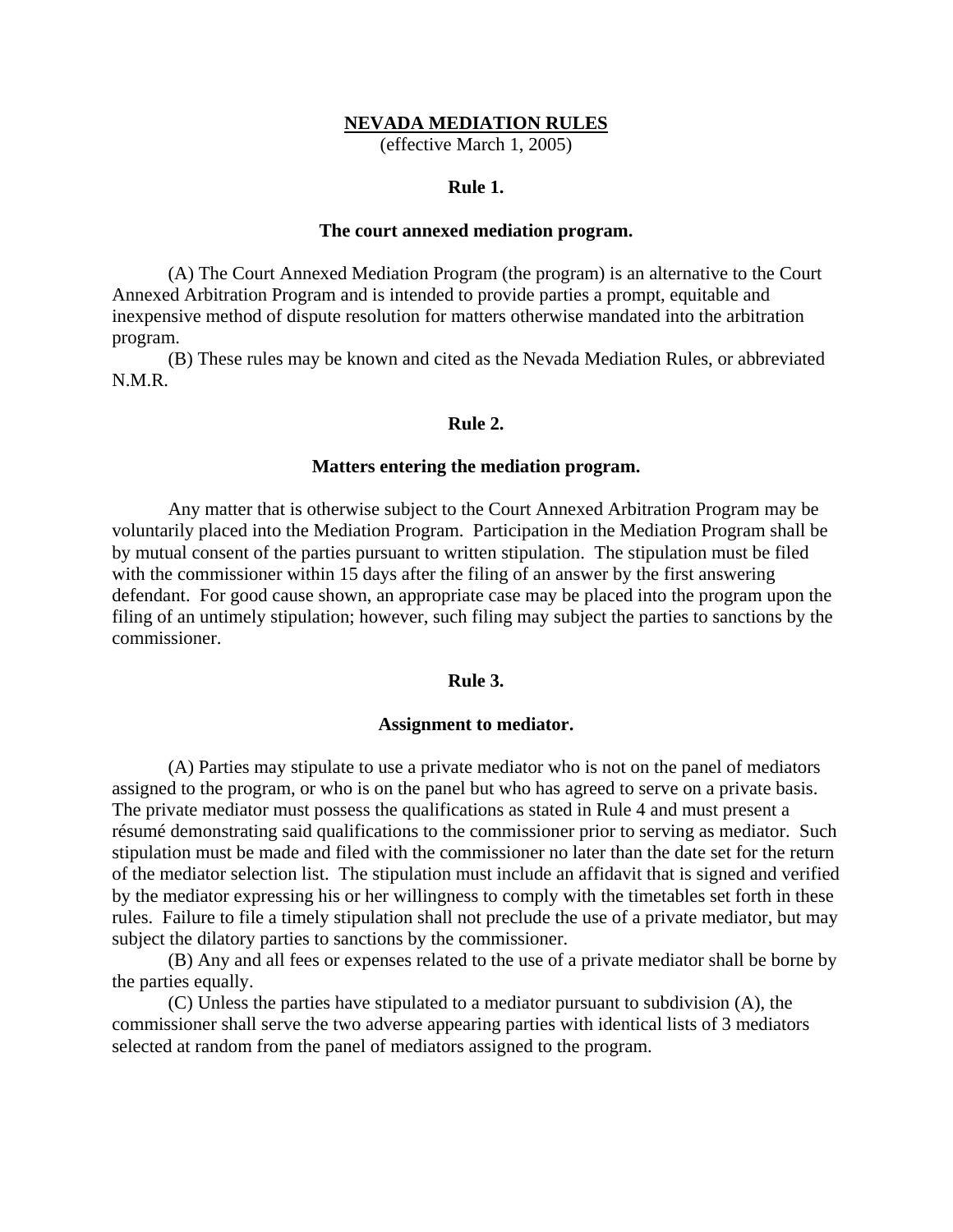# NEVADA MEDIATION RULES

(effective March 1, 2005)

## Rule 1.

### The court annexed mediation program.

(A) The Court Annexed Mediation Program (the program) is an alternative to the Court Annexed Arbitration Program and is intended to provide parties a prompt, equitable and inexpensive method of dispute resolution for matters otherwise mandated into the arbitration program.

(B) These rules may be known and cited as the Nevada Mediation Rules, or abbreviated N.M.R.

## Rule 2.

### Matters entering the mediation program.

Any matter that is otherwise subject to the Court Annexed Arbitration Program may be voluntarily placed into the Mediation Program. Participation in the Mediation Program shall be by mutual consent of the parties pursuant to written stipulation. The stipulation must be filed with the commissioner within 15 days after the filing of an answer by the first answering defendant. For good cause shown, an appropriate case may be placed into the program upon the filing of an untimely stipulation; however, such filing may subject the parties to sanctions by the commissioner.

## Rule 3.

### Assignment to mediator.

(A) Parties may stipulate to use a private mediator who is not on the panel of mediators assigned to the program, or who is on the panel but who has agreed to serve on a private basis. The private mediator must possess the qualifications as stated in Rule 4 and must present a résumé demonstrating said qualifications to the commissioner prior to serving as mediator. Such stipulation must be made and filed with the commissioner no later than the date set for the return of the mediator selection list. The stipulation must include an affidavit that is signed and verified by the mediator expressing his or her willingness to comply with the timetables set forth in these rules. Failure to file a timely stipulation shall not preclude the use of a private mediator, but may subject the dilatory parties to sanctions by the commissioner.

(B) Any and all fees or expenses related to the use of a private mediator shall be borne by the parties equally.

(C) Unless the parties have stipulated to a mediator pursuant to subdivision (A), the commissioner shall serve the two adverse appearing parties with identical lists of 3 mediators selected at random from the panel of mediators assigned to the program.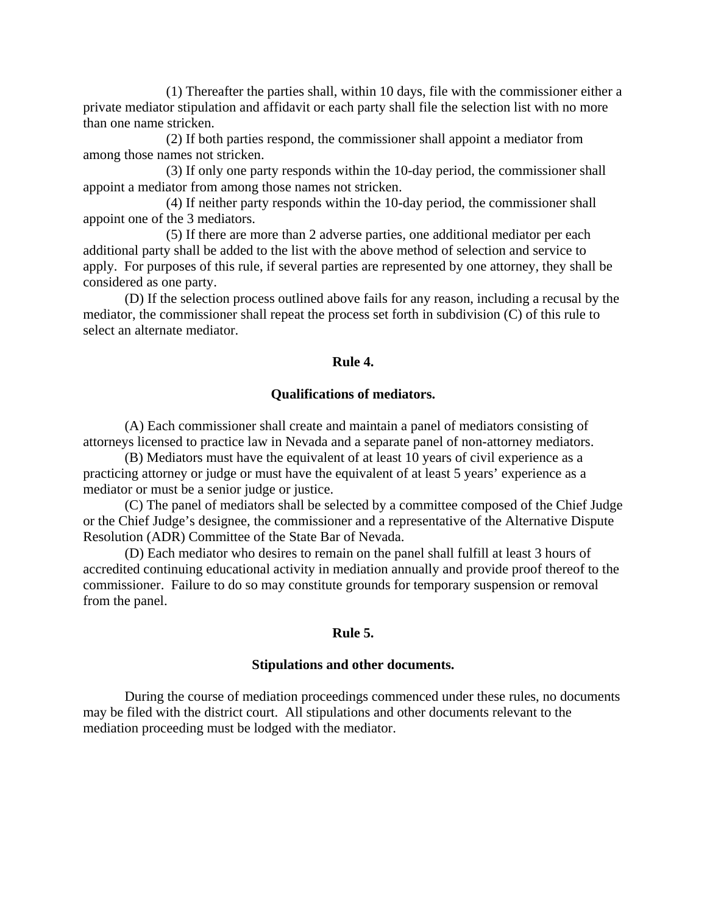(1) Thereafter the parties shall, within 10 days, file with the commissioner either a private mediator stipulation and affidavit or each party shall file the selection list with no more than one name stricken.

(2) If both parties respond, the commissioner shall appoint a mediator from among those names not stricken.

(3) If only one party responds within the 10-day period, the commissioner shall appoint a mediator from among those names not stricken.

(4) If neither party responds within the 10-day period, the commissioner shall appoint one of the 3 mediators.

(5) If there are more than 2 adverse parties, one additional mediator per each additional party shall be added to the list with the above method of selection and service to apply. For purposes of this rule, if several parties are represented by one attorney, they shall be considered as one party.

(D) If the selection process outlined above fails for any reason, including a recusal by the mediator, the commissioner shall repeat the process set forth in subdivision (C) of this rule to select an alternate mediator.

## Rule 4.

### Qualifications of mediators.

(A) Each commissioner shall create and maintain a panel of mediators consisting of attorneys licensed to practice law in Nevada and a separate panel of non-attorney mediators.

(B) Mediators must have the equivalent of at least 10 years of civil experience as a practicing attorney or judge or must have the equivalent of at least 5 years' experience as a mediator or must be a senior judge or justice.

(C) The panel of mediators shall be selected by a committee composed of the Chief Judge or the Chief Judge's designee, the commissioner and a representative of the Alternative Dispute Resolution (ADR) Committee of the State Bar of Nevada.

(D) Each mediator who desires to remain on the panel shall fulfill at least 3 hours of accredited continuing educational activity in mediation annually and provide proof thereof to the commissioner. Failure to do so may constitute grounds for temporary suspension or removal from the panel.

## Rule 5.

### Stipulations and other documents.

During the course of mediation proceedings commenced under these rules, no documents may be filed with the district court. All stipulations and other documents relevant to the mediation proceeding must be lodged with the mediator.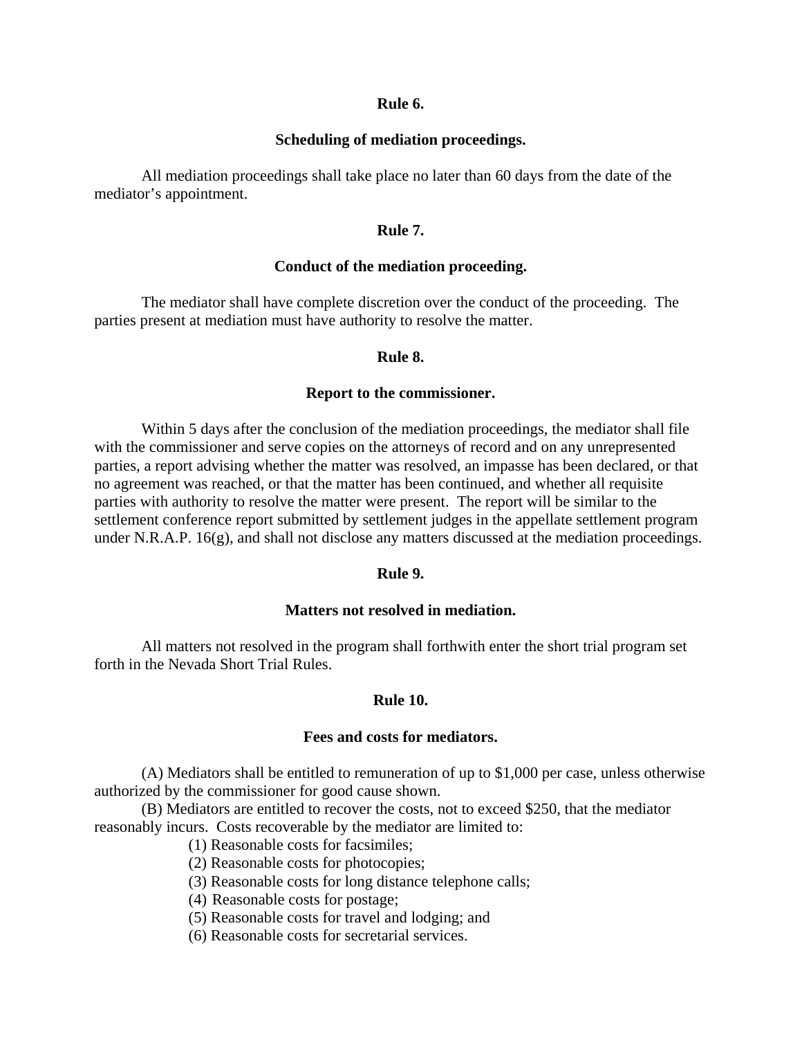## Rule 6.

## Scheduling of mediation proceedings.

All mediation proceedings shall take place no later than 60 days from the date of the mediator's appointment.

## Rule 7.

## Conduct of the mediation proceeding.

The mediator shall have complete discretion over the conduct of the proceeding. The parties present at mediation must have authority to resolve the matter.

## Rule 8.

## Report to the commissioner.

Within 5 days after the conclusion of the mediation proceedings, the mediator shall file with the commissioner and serve copies on the attorneys of record and on any unrepresented parties, a report advising whether the matter was resolved, an impasse has been declared, or that no agreement was reached, or that the matter has been continued, and whether all requisite parties with authority to resolve the matter were present. The report will be similar to the settlement conference report submitted by settlement judges in the appellate settlement program under N.R.A.P. 16(g), and shall not disclose any matters discussed at the mediation proceedings.

## Rule 9.

## Matters not resolved in mediation.

All matters not resolved in the program shall forthwith enter the short trial program set forth in the Nevada Short Trial Rules.

## Rule 10.

## Fees and costs for mediators.

(A) Mediators shall be entitled to remuneration of up to $1,000 per case, unless otherwise authorized by the commissioner for good cause shown.

(B) Mediators are entitled to recover the costs, not to exceed $250, that the mediator reasonably incurs. Costs recoverable by the mediator are limited to:

(1) Reasonable costs for facsimiles;
(2) Reasonable costs for photocopies;
(3) Reasonable costs for long distance telephone calls;
(4) Reasonable costs for postage;
(5) Reasonable costs for travel and lodging; and
(6) Reasonable costs for secretarial services.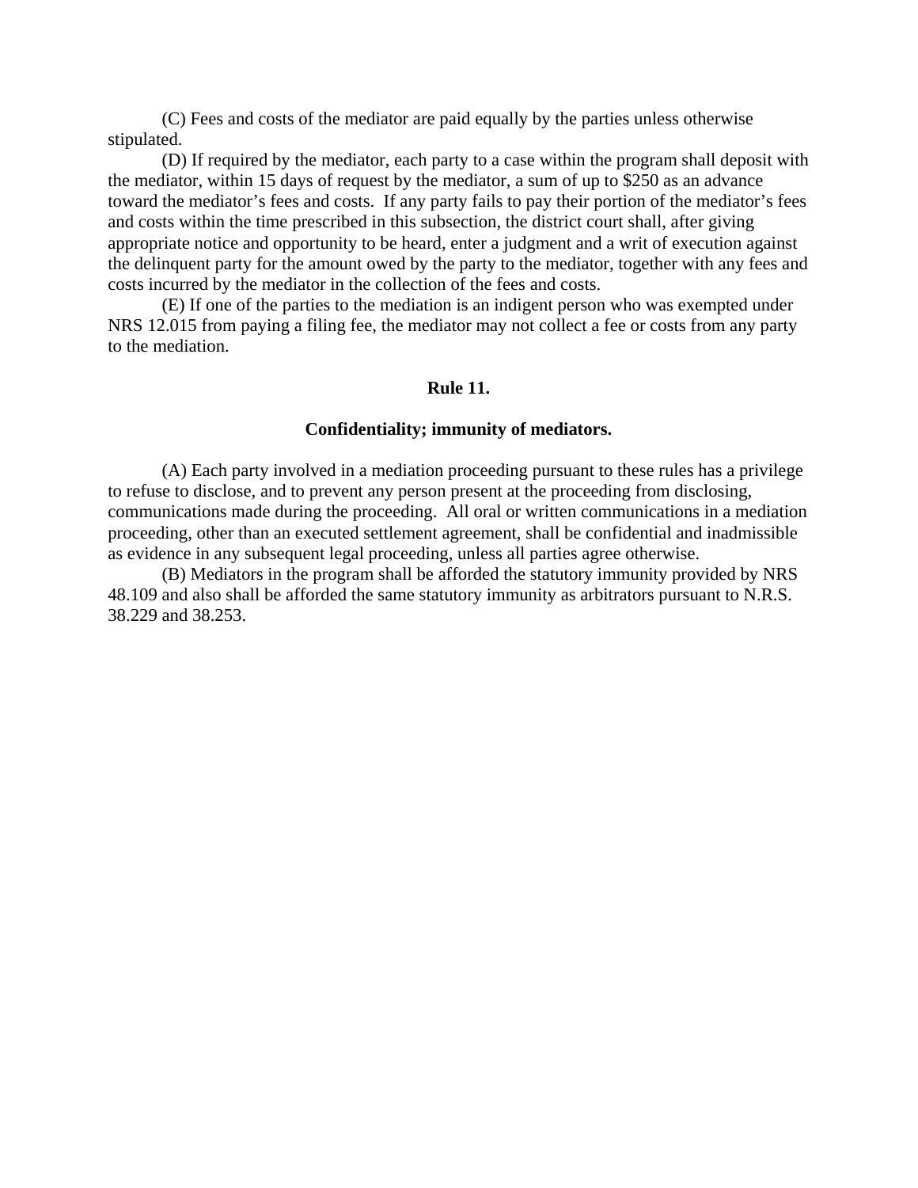(C) Fees and costs of the mediator are paid equally by the parties unless otherwise stipulated.

(D) If required by the mediator, each party to a case within the program shall deposit with the mediator, within 15 days of request by the mediator, a sum of up to $250 as an advance toward the mediator's fees and costs. If any party fails to pay their portion of the mediator's fees and costs within the time prescribed in this subsection, the district court shall, after giving appropriate notice and opportunity to be heard, enter a judgment and a writ of execution against the delinquent party for the amount owed by the party to the mediator, together with any fees and costs incurred by the mediator in the collection of the fees and costs.

(E) If one of the parties to the mediation is an indigent person who was exempted under NRS 12.015 from paying a filing fee, the mediator may not collect a fee or costs from any party to the mediation.

**Rule 11.**

**Confidentiality; immunity of mediators.**

(A) Each party involved in a mediation proceeding pursuant to these rules has a privilege to refuse to disclose, and to prevent any person present at the proceeding from disclosing, communications made during the proceeding. All oral or written communications in a mediation proceeding, other than an executed settlement agreement, shall be confidential and inadmissible as evidence in any subsequent legal proceeding, unless all parties agree otherwise.

(B) Mediators in the program shall be afforded the statutory immunity provided by NRS 48.109 and also shall be afforded the same statutory immunity as arbitrators pursuant to N.R.S. 38.229 and 38.253.